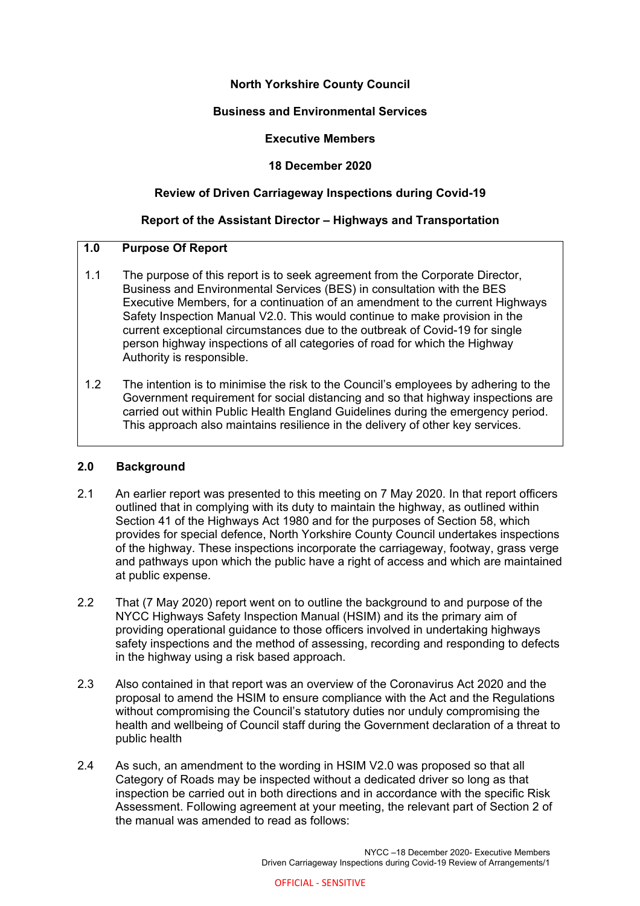**North Yorkshire County Council**

**Business and Environmental Services**

**Executive Members**

**18 December 2020**

**Review of Driven Carriageway Inspections during Covid-19**

**Report of the Assistant Director – Highways and Transportation**

## 1.0 Purpose Of Report

1.1 The purpose of this report is to seek agreement from the Corporate Director, Business and Environmental Services (BES) in consultation with the BES Executive Members, for a continuation of an amendment to the current Highways Safety Inspection Manual V2.0. This would continue to make provision in the current exceptional circumstances due to the outbreak of Covid-19 for single person highway inspections of all categories of road for which the Highway Authority is responsible.

1.2 The intention is to minimise the risk to the Council's employees by adhering to the Government requirement for social distancing and so that highway inspections are carried out within Public Health England Guidelines during the emergency period. This approach also maintains resilience in the delivery of other key services.

## 2.0 Background

2.1 An earlier report was presented to this meeting on 7 May 2020. In that report officers outlined that in complying with its duty to maintain the highway, as outlined within Section 41 of the Highways Act 1980 and for the purposes of Section 58, which provides for special defence, North Yorkshire County Council undertakes inspections of the highway. These inspections incorporate the carriageway, footway, grass verge and pathways upon which the public have a right of access and which are maintained at public expense.

2.2 That (7 May 2020) report went on to outline the background to and purpose of the NYCC Highways Safety Inspection Manual (HSIM) and its the primary aim of providing operational guidance to those officers involved in undertaking highways safety inspections and the method of assessing, recording and responding to defects in the highway using a risk based approach.

2.3 Also contained in that report was an overview of the Coronavirus Act 2020 and the proposal to amend the HSIM to ensure compliance with the Act and the Regulations without compromising the Council's statutory duties nor unduly compromising the health and wellbeing of Council staff during the Government declaration of a threat to public health

2.4 As such, an amendment to the wording in HSIM V2.0 was proposed so that all Category of Roads may be inspected without a dedicated driver so long as that inspection be carried out in both directions and in accordance with the specific Risk Assessment. Following agreement at your meeting, the relevant part of Section 2 of the manual was amended to read as follows: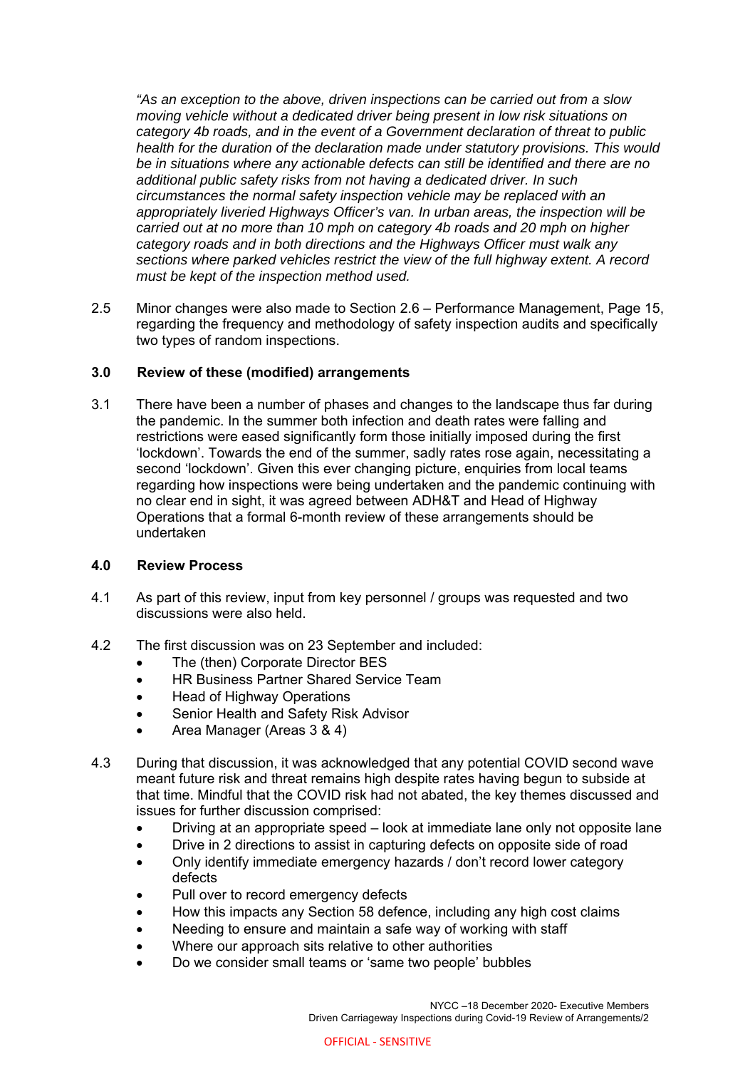*"As an exception to the above, driven inspections can be carried out from a slow moving vehicle without a dedicated driver being present in low risk situations on category 4b roads, and in the event of a Government declaration of threat to public health for the duration of the declaration made under statutory provisions. This would be in situations where any actionable defects can still be identified and there are no additional public safety risks from not having a dedicated driver. In such circumstances the normal safety inspection vehicle may be replaced with an appropriately liveried Highways Officer's van. In urban areas, the inspection will be carried out at no more than 10 mph on category 4b roads and 20 mph on higher category roads and in both directions and the Highways Officer must walk any sections where parked vehicles restrict the view of the full highway extent. A record must be kept of the inspection method used.*

2.5 Minor changes were also made to Section 2.6 – Performance Management, Page 15, regarding the frequency and methodology of safety inspection audits and specifically two types of random inspections.

## 3.0 Review of these (modified) arrangements

3.1 There have been a number of phases and changes to the landscape thus far during the pandemic. In the summer both infection and death rates were falling and restrictions were eased significantly form those initially imposed during the first 'lockdown'. Towards the end of the summer, sadly rates rose again, necessitating a second 'lockdown'. Given this ever changing picture, enquiries from local teams regarding how inspections were being undertaken and the pandemic continuing with no clear end in sight, it was agreed between ADH&T and Head of Highway Operations that a formal 6-month review of these arrangements should be undertaken

## 4.0 Review Process

4.1 As part of this review, input from key personnel / groups was requested and two discussions were also held.

4.2 The first discussion was on 23 September and included:

- The (then) Corporate Director BES
- HR Business Partner Shared Service Team
- Head of Highway Operations
- Senior Health and Safety Risk Advisor
- Area Manager (Areas 3 & 4)

4.3 During that discussion, it was acknowledged that any potential COVID second wave meant future risk and threat remains high despite rates having begun to subside at that time. Mindful that the COVID risk had not abated, the key themes discussed and issues for further discussion comprised:

- Driving at an appropriate speed – look at immediate lane only not opposite lane
- Drive in 2 directions to assist in capturing defects on opposite side of road
- Only identify immediate emergency hazards / don't record lower category defects
- Pull over to record emergency defects
- How this impacts any Section 58 defence, including any high cost claims
- Needing to ensure and maintain a safe way of working with staff
- Where our approach sits relative to other authorities
- Do we consider small teams or 'same two people' bubbles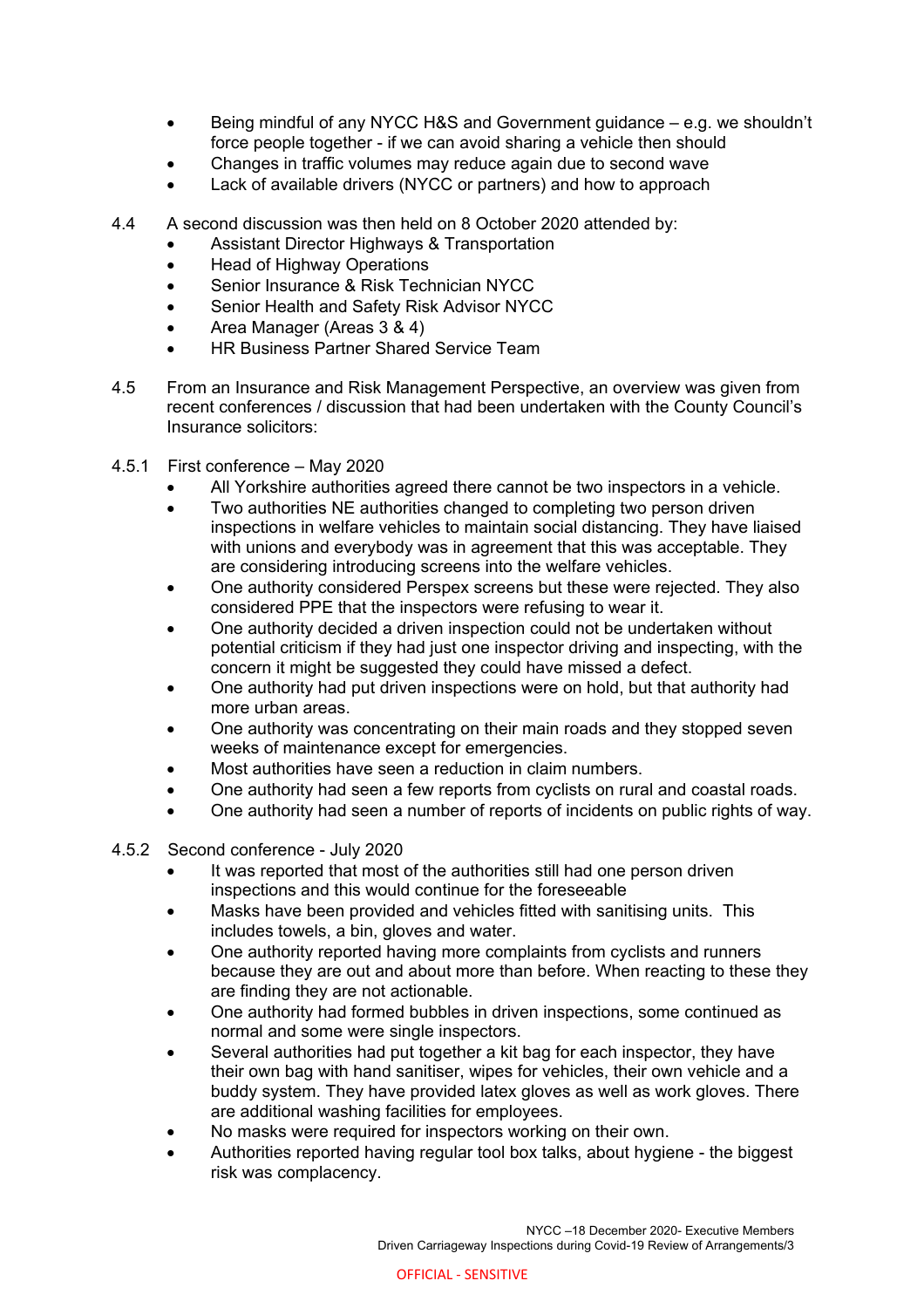- Being mindful of any NYCC H&S and Government guidance – e.g. we shouldn't force people together - if we can avoid sharing a vehicle then should
- Changes in traffic volumes may reduce again due to second wave
- Lack of available drivers (NYCC or partners) and how to approach

4.4 A second discussion was then held on 8 October 2020 attended by:

- Assistant Director Highways & Transportation
- Head of Highway Operations
- Senior Insurance & Risk Technician NYCC
- Senior Health and Safety Risk Advisor NYCC
- Area Manager (Areas 3 & 4)
- HR Business Partner Shared Service Team

4.5 From an Insurance and Risk Management Perspective, an overview was given from recent conferences / discussion that had been undertaken with the County Council's Insurance solicitors:

4.5.1 First conference – May 2020

- All Yorkshire authorities agreed there cannot be two inspectors in a vehicle.
- Two authorities NE authorities changed to completing two person driven inspections in welfare vehicles to maintain social distancing. They have liaised with unions and everybody was in agreement that this was acceptable. They are considering introducing screens into the welfare vehicles.
- One authority considered Perspex screens but these were rejected. They also considered PPE that the inspectors were refusing to wear it.
- One authority decided a driven inspection could not be undertaken without potential criticism if they had just one inspector driving and inspecting, with the concern it might be suggested they could have missed a defect.
- One authority had put driven inspections were on hold, but that authority had more urban areas.
- One authority was concentrating on their main roads and they stopped seven weeks of maintenance except for emergencies.
- Most authorities have seen a reduction in claim numbers.
- One authority had seen a few reports from cyclists on rural and coastal roads.
- One authority had seen a number of reports of incidents on public rights of way.

4.5.2 Second conference - July 2020

- It was reported that most of the authorities still had one person driven inspections and this would continue for the foreseeable
- Masks have been provided and vehicles fitted with sanitising units. This includes towels, a bin, gloves and water.
- One authority reported having more complaints from cyclists and runners because they are out and about more than before. When reacting to these they are finding they are not actionable.
- One authority had formed bubbles in driven inspections, some continued as normal and some were single inspectors.
- Several authorities had put together a kit bag for each inspector, they have their own bag with hand sanitiser, wipes for vehicles, their own vehicle and a buddy system. They have provided latex gloves as well as work gloves. There are additional washing facilities for employees.
- No masks were required for inspectors working on their own.
- Authorities reported having regular tool box talks, about hygiene - the biggest risk was complacency.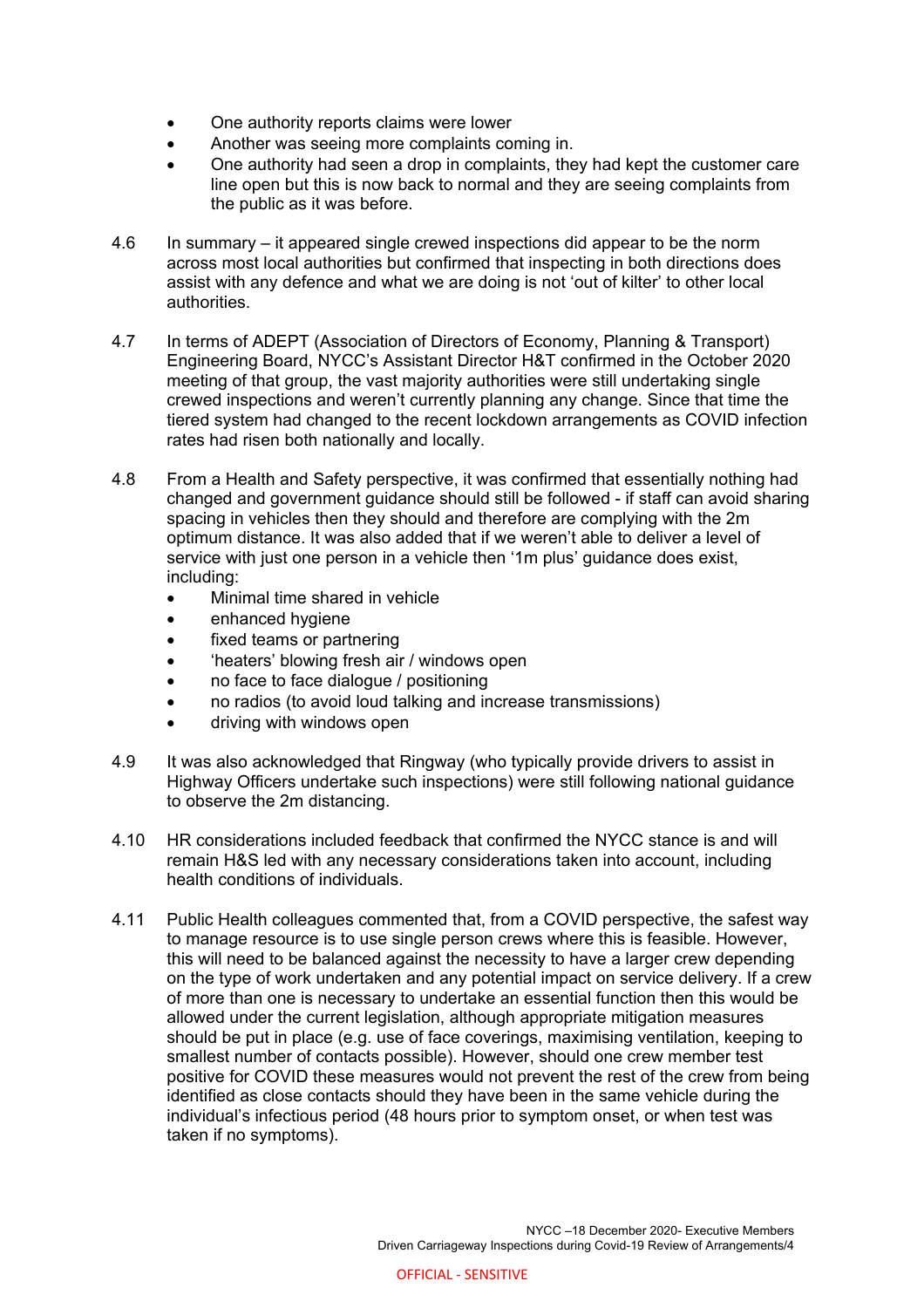- One authority reports claims were lower
- Another was seeing more complaints coming in.
- One authority had seen a drop in complaints, they had kept the customer care line open but this is now back to normal and they are seeing complaints from the public as it was before.

4.6 In summary – it appeared single crewed inspections did appear to be the norm across most local authorities but confirmed that inspecting in both directions does assist with any defence and what we are doing is not 'out of kilter' to other local authorities.

4.7 In terms of ADEPT (Association of Directors of Economy, Planning & Transport) Engineering Board, NYCC's Assistant Director H&T confirmed in the October 2020 meeting of that group, the vast majority authorities were still undertaking single crewed inspections and weren't currently planning any change. Since that time the tiered system had changed to the recent lockdown arrangements as COVID infection rates had risen both nationally and locally.

4.8 From a Health and Safety perspective, it was confirmed that essentially nothing had changed and government guidance should still be followed - if staff can avoid sharing spacing in vehicles then they should and therefore are complying with the 2m optimum distance. It was also added that if we weren't able to deliver a level of service with just one person in a vehicle then '1m plus' guidance does exist, including:

- Minimal time shared in vehicle
- enhanced hygiene
- fixed teams or partnering
- 'heaters' blowing fresh air / windows open
- no face to face dialogue / positioning
- no radios (to avoid loud talking and increase transmissions)
- driving with windows open

4.9 It was also acknowledged that Ringway (who typically provide drivers to assist in Highway Officers undertake such inspections) were still following national guidance to observe the 2m distancing.

4.10 HR considerations included feedback that confirmed the NYCC stance is and will remain H&S led with any necessary considerations taken into account, including health conditions of individuals.

4.11 Public Health colleagues commented that, from a COVID perspective, the safest way to manage resource is to use single person crews where this is feasible. However, this will need to be balanced against the necessity to have a larger crew depending on the type of work undertaken and any potential impact on service delivery. If a crew of more than one is necessary to undertake an essential function then this would be allowed under the current legislation, although appropriate mitigation measures should be put in place (e.g. use of face coverings, maximising ventilation, keeping to smallest number of contacts possible). However, should one crew member test positive for COVID these measures would not prevent the rest of the crew from being identified as close contacts should they have been in the same vehicle during the individual's infectious period (48 hours prior to symptom onset, or when test was taken if no symptoms).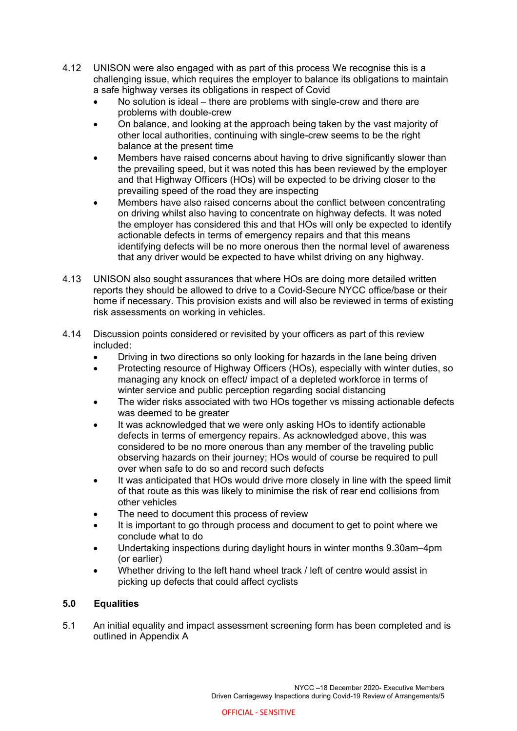4.12 UNISON were also engaged with as part of this process We recognise this is a challenging issue, which requires the employer to balance its obligations to maintain a safe highway verses its obligations in respect of Covid

- No solution is ideal – there are problems with single-crew and there are problems with double-crew
- On balance, and looking at the approach being taken by the vast majority of other local authorities, continuing with single-crew seems to be the right balance at the present time
- Members have raised concerns about having to drive significantly slower than the prevailing speed, but it was noted this has been reviewed by the employer and that Highway Officers (HOs) will be expected to be driving closer to the prevailing speed of the road they are inspecting
- Members have also raised concerns about the conflict between concentrating on driving whilst also having to concentrate on highway defects. It was noted the employer has considered this and that HOs will only be expected to identify actionable defects in terms of emergency repairs and that this means identifying defects will be no more onerous then the normal level of awareness that any driver would be expected to have whilst driving on any highway.

4.13 UNISON also sought assurances that where HOs are doing more detailed written reports they should be allowed to drive to a Covid-Secure NYCC office/base or their home if necessary. This provision exists and will also be reviewed in terms of existing risk assessments on working in vehicles.

4.14 Discussion points considered or revisited by your officers as part of this review included:

- Driving in two directions so only looking for hazards in the lane being driven
- Protecting resource of Highway Officers (HOs), especially with winter duties, so managing any knock on effect/ impact of a depleted workforce in terms of winter service and public perception regarding social distancing
- The wider risks associated with two HOs together vs missing actionable defects was deemed to be greater
- It was acknowledged that we were only asking HOs to identify actionable defects in terms of emergency repairs. As acknowledged above, this was considered to be no more onerous than any member of the traveling public observing hazards on their journey; HOs would of course be required to pull over when safe to do so and record such defects
- It was anticipated that HOs would drive more closely in line with the speed limit of that route as this was likely to minimise the risk of rear end collisions from other vehicles
- The need to document this process of review
- It is important to go through process and document to get to point where we conclude what to do
- Undertaking inspections during daylight hours in winter months 9.30am–4pm (or earlier)
- Whether driving to the left hand wheel track / left of centre would assist in picking up defects that could affect cyclists

## 5.0 Equalities

5.1 An initial equality and impact assessment screening form has been completed and is outlined in Appendix A

OFFICIAL - SENSITIVE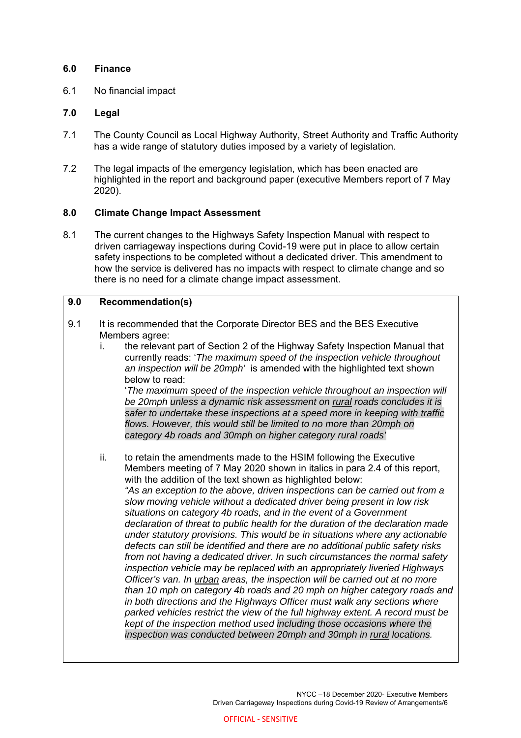## 6.0 Finance

6.1 No financial impact

## 7.0 Legal

7.1 The County Council as Local Highway Authority, Street Authority and Traffic Authority has a wide range of statutory duties imposed by a variety of legislation.

7.2 The legal impacts of the emergency legislation, which has been enacted are highlighted in the report and background paper (executive Members report of 7 May 2020).

## 8.0 Climate Change Impact Assessment

8.1 The current changes to the Highways Safety Inspection Manual with respect to driven carriageway inspections during Covid-19 were put in place to allow certain safety inspections to be completed without a dedicated driver. This amendment to how the service is delivered has no impacts with respect to climate change and so there is no need for a climate change impact assessment.

## 9.0 Recommendation(s)

9.1 It is recommended that the Corporate Director BES and the BES Executive Members agree:

i. the relevant part of Section 2 of the Highway Safety Inspection Manual that currently reads: '*The maximum speed of the inspection vehicle throughout an inspection will be 20mph*' is amended with the highlighted text shown below to read:

'*The maximum speed of the inspection vehicle throughout an inspection will be 20mph unless a dynamic risk assessment on rural roads concludes it is safer to undertake these inspections at a speed more in keeping with traffic flows. However, this would still be limited to no more than 20mph on category 4b roads and 30mph on higher category rural roads*'

ii. to retain the amendments made to the HSIM following the Executive Members meeting of 7 May 2020 shown in italics in para 2.4 of this report, with the addition of the text shown as highlighted below:

*"As an exception to the above, driven inspections can be carried out from a slow moving vehicle without a dedicated driver being present in low risk situations on category 4b roads, and in the event of a Government declaration of threat to public health for the duration of the declaration made under statutory provisions. This would be in situations where any actionable defects can still be identified and there are no additional public safety risks from not having a dedicated driver. In such circumstances the normal safety inspection vehicle may be replaced with an appropriately liveried Highways Officer's van. In urban areas, the inspection will be carried out at no more than 10 mph on category 4b roads and 20 mph on higher category roads and in both directions and the Highways Officer must walk any sections where parked vehicles restrict the view of the full highway extent. A record must be kept of the inspection method used including those occasions where the inspection was conducted between 20mph and 30mph in rural locations.*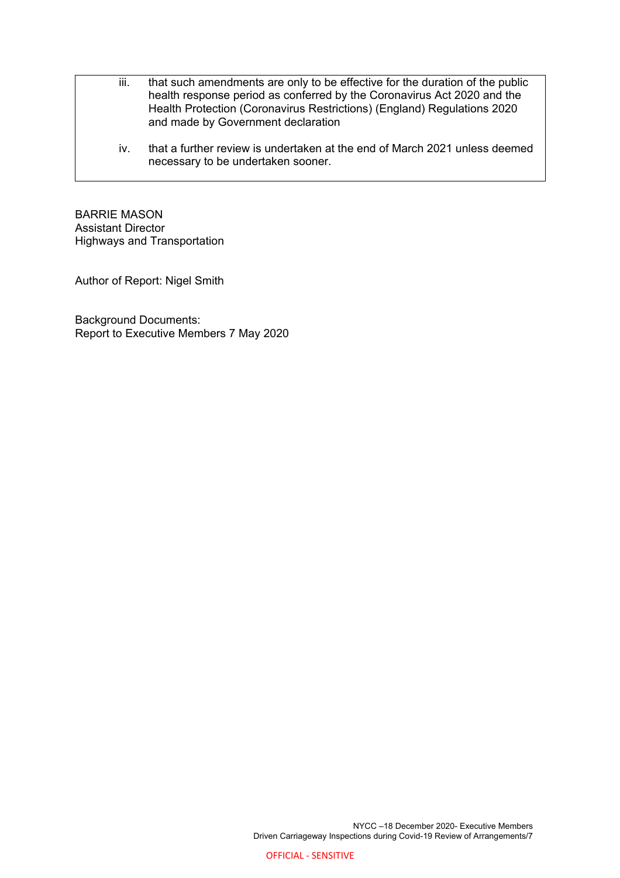iii. that such amendments are only to be effective for the duration of the public health response period as conferred by the Coronavirus Act 2020 and the Health Protection (Coronavirus Restrictions) (England) Regulations 2020 and made by Government declaration

iv. that a further review is undertaken at the end of March 2021 unless deemed necessary to be undertaken sooner.

BARRIE MASON
Assistant Director
Highways and Transportation

Author of Report: Nigel Smith

Background Documents:
Report to Executive Members 7 May 2020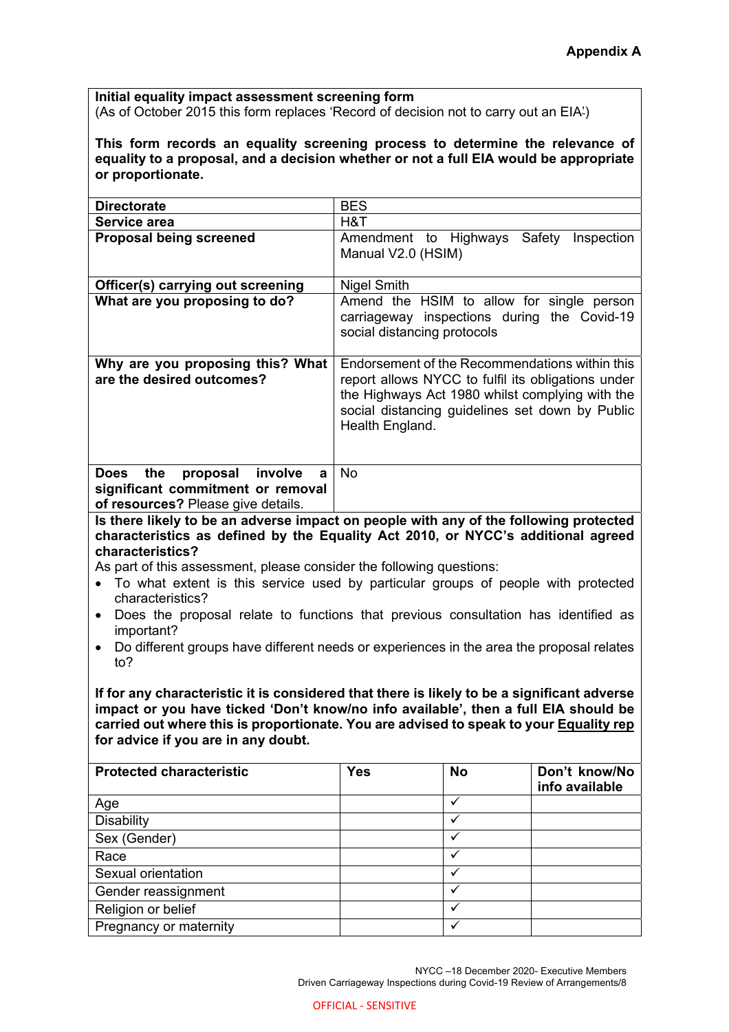**Appendix A**

**Initial equality impact assessment screening form**
(As of October 2015 this form replaces 'Record of decision not to carry out an EIA')

**This form records an equality screening process to determine the relevance of equality to a proposal, and a decision whether or not a full EIA would be appropriate or proportionate.**

| | |
|---|---|
| **Directorate** | BES |
| **Service area** | H&T |
| **Proposal being screened** | Amendment to Highways Safety Inspection Manual V2.0 (HSIM) |
| **Officer(s) carrying out screening** | Nigel Smith |
| **What are you proposing to do?** | Amend the HSIM to allow for single person carriageway inspections during the Covid-19 social distancing protocols |
| **Why are you proposing this? What are the desired outcomes?** | Endorsement of the Recommendations within this report allows NYCC to fulfil its obligations under the Highways Act 1980 whilst complying with the social distancing guidelines set down by Public Health England. |
| **Does the proposal involve a significant commitment or removal of resources?** Please give details. | No |

**Is there likely to be an adverse impact on people with any of the following protected characteristics as defined by the Equality Act 2010, or NYCC's additional agreed characteristics?**

As part of this assessment, please consider the following questions:

- To what extent is this service used by particular groups of people with protected characteristics?
- Does the proposal relate to functions that previous consultation has identified as important?
- Do different groups have different needs or experiences in the area the proposal relates to?

**If for any characteristic it is considered that there is likely to be a significant adverse impact or you have ticked 'Don't know/no info available', then a full EIA should be carried out where this is proportionate. You are advised to speak to your Equality rep for advice if you are in any doubt.**

| **Protected characteristic** | **Yes** | **No** | **Don't know/No info available** |
|---|---|---|---|
| Age | | ✓ | |
| Disability | | ✓ | |
| Sex (Gender) | | ✓ | |
| Race | | ✓ | |
| Sexual orientation | | ✓ | |
| Gender reassignment | | ✓ | |
| Religion or belief | | ✓ | |
| Pregnancy or maternity | | ✓ | |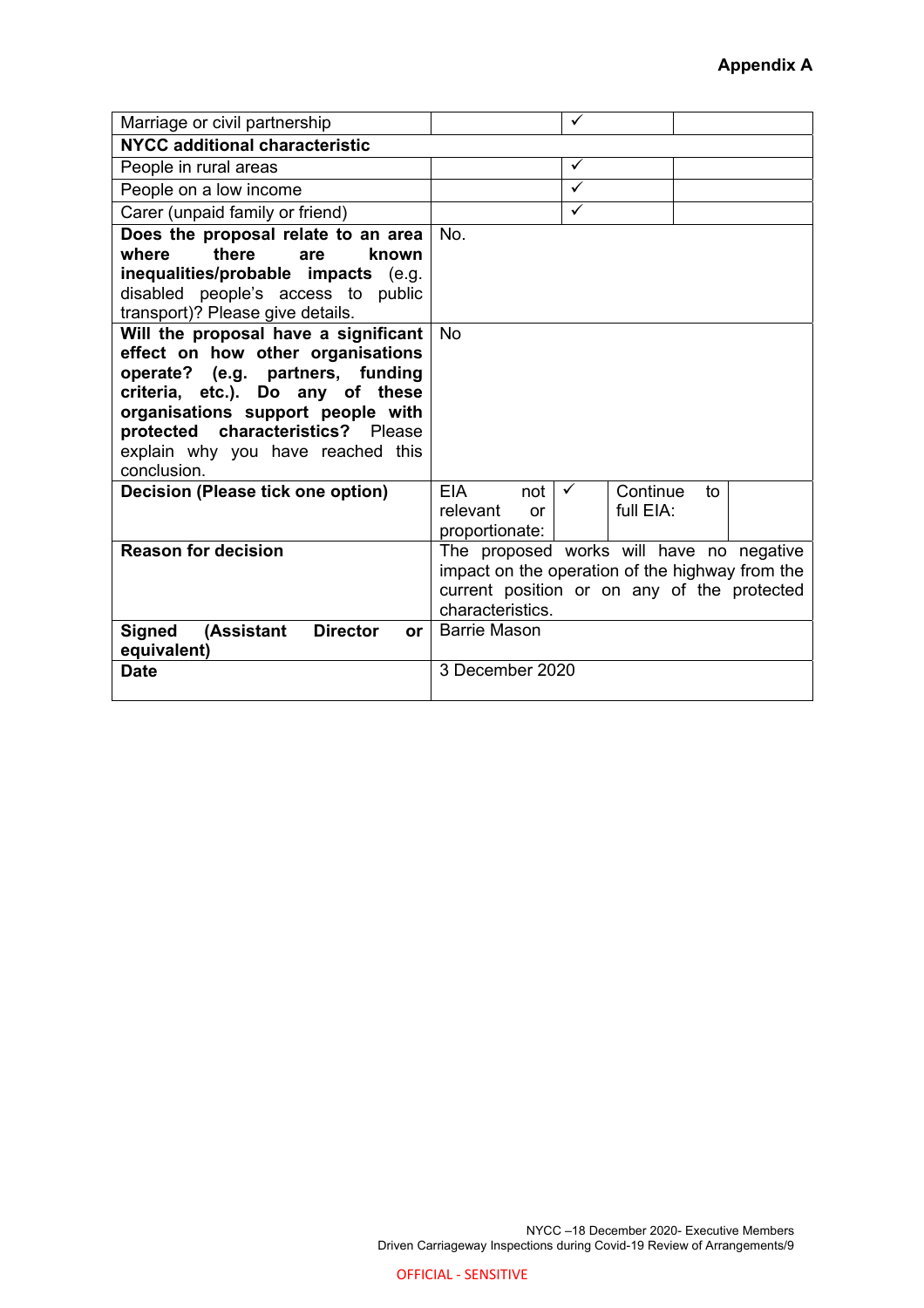**Appendix A**

| | | | |
|---|---|---|---|
| Marriage or civil partnership | | ✓ | |
| **NYCC additional characteristic** | | | |
| People in rural areas | | ✓ | |
| People on a low income | | ✓ | |
| Carer (unpaid family or friend) | | ✓ | |
| **Does the proposal relate to an area where there are known inequalities/probable impacts** (e.g. disabled people's access to public transport)? Please give details. | No. | | |
| **Will the proposal have a significant effect on how other organisations operate? (e.g. partners, funding criteria, etc.). Do any of these organisations support people with protected characteristics?** Please explain why you have reached this conclusion. | No | | |
| **Decision (Please tick one option)** | EIA not relevant or proportionate: ✓ | Continue to full EIA: | |
| **Reason for decision** | The proposed works will have no negative impact on the operation of the highway from the current position or on any of the protected characteristics. | | |
| **Signed (Assistant Director or equivalent)** | Barrie Mason | | |
| **Date** | 3 December 2020 | | |

OFFICIAL - SENSITIVE